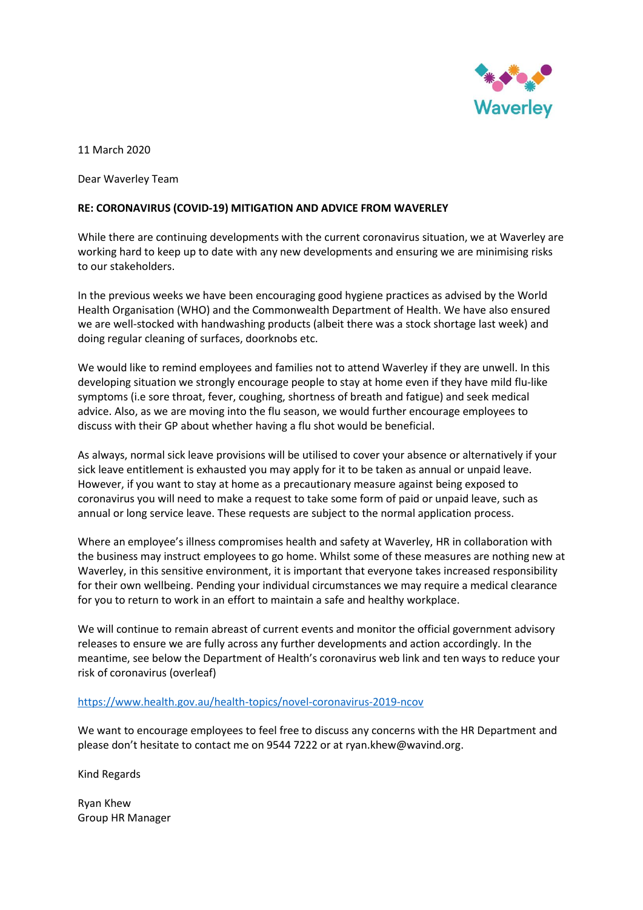Waverley

11 March 2020

Dear Waverley Team

**RE: CORONAVIRUS (COVID-19) MITIGATION AND ADVICE FROM WAVERLEY**

While there are continuing developments with the current coronavirus situation, we at Waverley are working hard to keep up to date with any new developments and ensuring we are minimising risks to our stakeholders.

In the previous weeks we have been encouraging good hygiene practices as advised by the World Health Organisation (WHO) and the Commonwealth Department of Health. We have also ensured we are well-stocked with handwashing products (albeit there was a stock shortage last week) and doing regular cleaning of surfaces, doorknobs etc.

We would like to remind employees and families not to attend Waverley if they are unwell. In this developing situation we strongly encourage people to stay at home even if they have mild flu-like symptoms (i.e sore throat, fever, coughing, shortness of breath and fatigue) and seek medical advice. Also, as we are moving into the flu season, we would further encourage employees to discuss with their GP about whether having a flu shot would be beneficial.

As always, normal sick leave provisions will be utilised to cover your absence or alternatively if your sick leave entitlement is exhausted you may apply for it to be taken as annual or unpaid leave. However, if you want to stay at home as a precautionary measure against being exposed to coronavirus you will need to make a request to take some form of paid or unpaid leave, such as annual or long service leave. These requests are subject to the normal application process.

Where an employee's illness compromises health and safety at Waverley, HR in collaboration with the business may instruct employees to go home. Whilst some of these measures are nothing new at Waverley, in this sensitive environment, it is important that everyone takes increased responsibility for their own wellbeing. Pending your individual circumstances we may require a medical clearance for you to return to work in an effort to maintain a safe and healthy workplace.

We will continue to remain abreast of current events and monitor the official government advisory releases to ensure we are fully across any further developments and action accordingly. In the meantime, see below the Department of Health's coronavirus web link and ten ways to reduce your risk of coronavirus (overleaf)

https://www.health.gov.au/health-topics/novel-coronavirus-2019-ncov

We want to encourage employees to feel free to discuss any concerns with the HR Department and please don't hesitate to contact me on 9544 7222 or at ryan.khew@wavind.org.

Kind Regards

Ryan Khew
Group HR Manager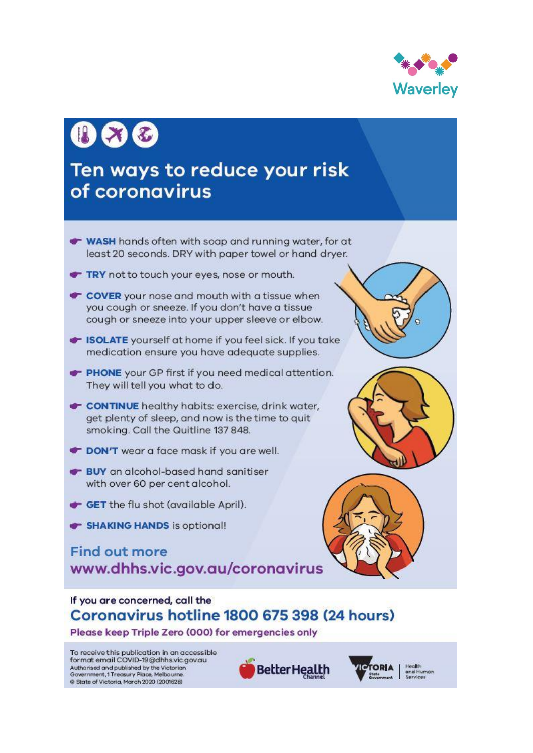Waverley

# Ten ways to reduce your risk of coronavirus

- **WASH** hands often with soap and running water, for at least 20 seconds. DRY with paper towel or hand dryer.
- **TRY** not to touch your eyes, nose or mouth.
- **COVER** your nose and mouth with a tissue when you cough or sneeze. If you don't have a tissue cough or sneeze into your upper sleeve or elbow.
- **ISOLATE** yourself at home if you feel sick. If you take medication ensure you have adequate supplies.
- **PHONE** your GP first if you need medical attention. They will tell you what to do.
- **CONTINUE** healthy habits: exercise, drink water, get plenty of sleep, and now is the time to quit smoking. Call the Quitline 137 848.
- **DON'T** wear a face mask if you are well.
- **BUY** an alcohol-based hand sanitiser with over 60 per cent alcohol.
- **GET** the flu shot (available April).
- **SHAKING HANDS** is optional!

## Find out more
www.dhhs.vic.gov.au/coronavirus

If you are concerned, call the

## Coronavirus hotline 1800 675 398 (24 hours)

**Please keep Triple Zero (000) for emergencies only**

To receive this publication in an accessible format email COVID-19@dhhs.vic.gov.au
Authorised and published by the Victorian Government, 1 Treasury Place, Melbourne.
© State of Victoria, March 2020 (2001628)

BetterHealth Channel

Victoria State Government | Health and Human Services